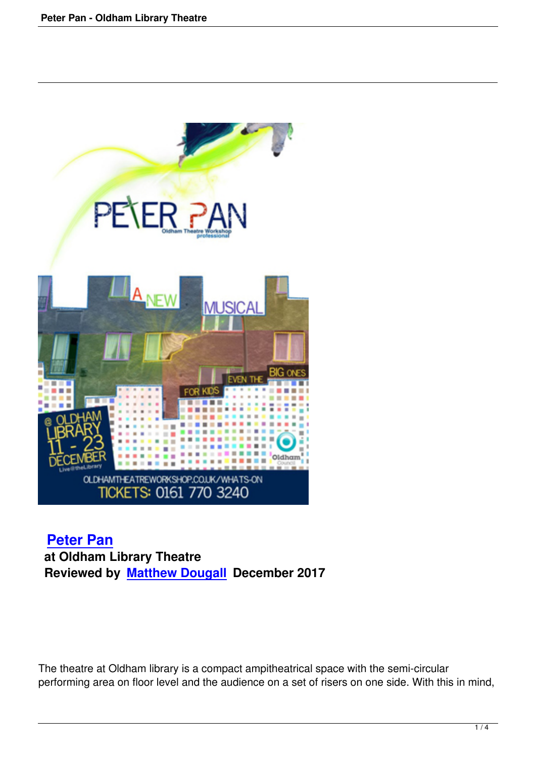## Peter Pan

**at Oldham Library Theatre**

**Reviewed by Matthew Dougall December 2017**

The theatre at Oldham library is a compact ampitheatrical space with the semi-circular performing area on floor level and the audience on a set of risers on one side. With this in mind,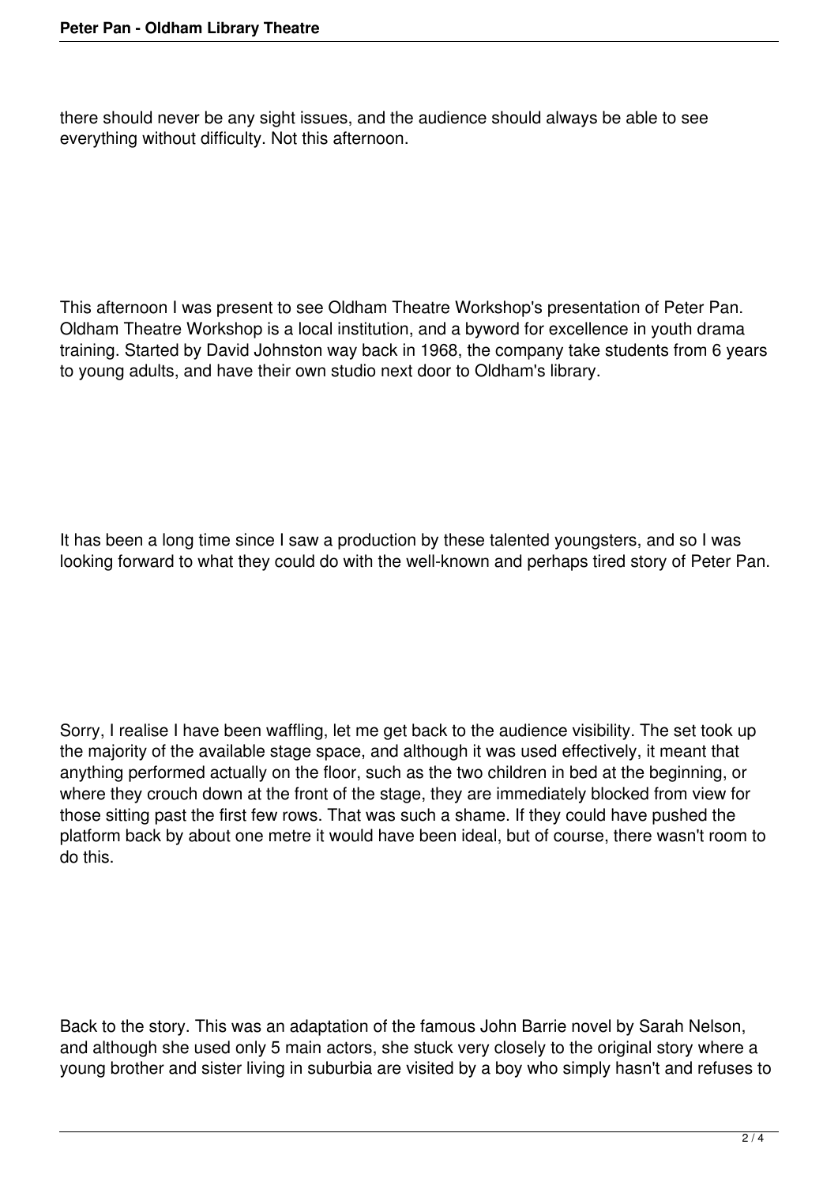there should never be any sight issues, and the audience should always be able to see everything without difficulty. Not this afternoon.

This afternoon I was present to see Oldham Theatre Workshop's presentation of Peter Pan. Oldham Theatre Workshop is a local institution, and a byword for excellence in youth drama training. Started by David Johnston way back in 1968, the company take students from 6 years to young adults, and have their own studio next door to Oldham's library.

It has been a long time since I saw a production by these talented youngsters, and so I was looking forward to what they could do with the well-known and perhaps tired story of Peter Pan.

Sorry, I realise I have been waffling, let me get back to the audience visibility. The set took up the majority of the available stage space, and although it was used effectively, it meant that anything performed actually on the floor, such as the two children in bed at the beginning, or where they crouch down at the front of the stage, they are immediately blocked from view for those sitting past the first few rows. That was such a shame. If they could have pushed the platform back by about one metre it would have been ideal, but of course, there wasn't room to do this.

Back to the story. This was an adaptation of the famous John Barrie novel by Sarah Nelson, and although she used only 5 main actors, she stuck very closely to the original story where a young brother and sister living in suburbia are visited by a boy who simply hasn't and refuses to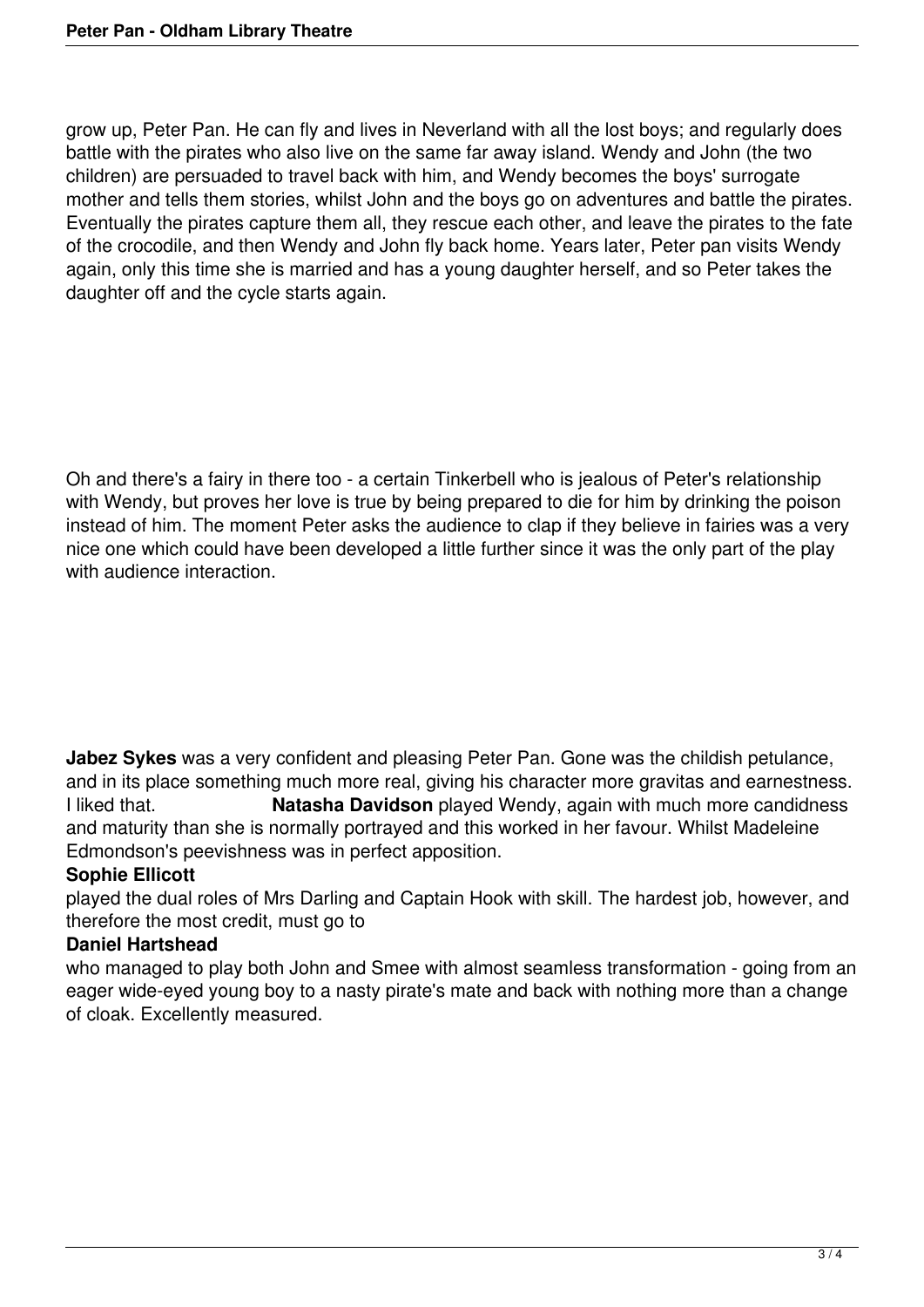grow up, Peter Pan. He can fly and lives in Neverland with all the lost boys; and regularly does battle with the pirates who also live on the same far away island. Wendy and John (the two children) are persuaded to travel back with him, and Wendy becomes the boys' surrogate mother and tells them stories, whilst John and the boys go on adventures and battle the pirates. Eventually the pirates capture them all, they rescue each other, and leave the pirates to the fate of the crocodile, and then Wendy and John fly back home. Years later, Peter pan visits Wendy again, only this time she is married and has a young daughter herself, and so Peter takes the daughter off and the cycle starts again.

Oh and there's a fairy in there too - a certain Tinkerbell who is jealous of Peter's relationship with Wendy, but proves her love is true by being prepared to die for him by drinking the poison instead of him. The moment Peter asks the audience to clap if they believe in fairies was a very nice one which could have been developed a little further since it was the only part of the play with audience interaction.

**Jabez Sykes** was a very confident and pleasing Peter Pan. Gone was the childish petulance, and in its place something much more real, giving his character more gravitas and earnestness. I liked that. **Natasha Davidson** played Wendy, again with much more candidness and maturity than she is normally portrayed and this worked in her favour. Whilst Madeleine Edmondson's peevishness was in perfect apposition.

**Sophie Ellicott**
played the dual roles of Mrs Darling and Captain Hook with skill. The hardest job, however, and therefore the most credit, must go to

**Daniel Hartshead**
who managed to play both John and Smee with almost seamless transformation - going from an eager wide-eyed young boy to a nasty pirate's mate and back with nothing more than a change of cloak. Excellently measured.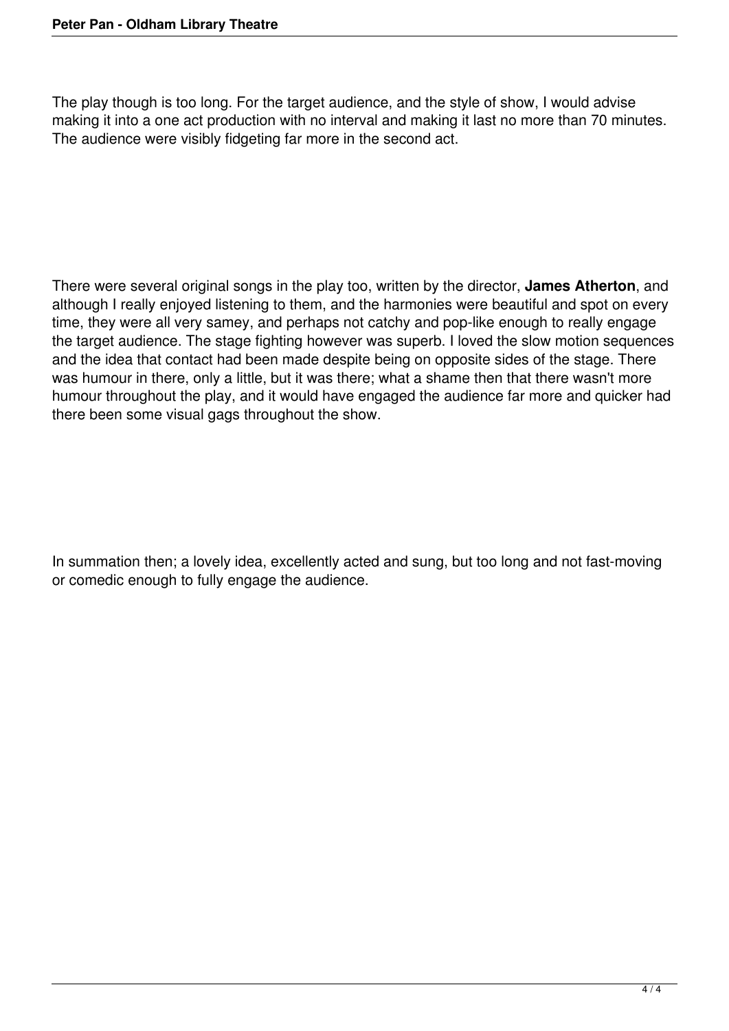The play though is too long. For the target audience, and the style of show, I would advise making it into a one act production with no interval and making it last no more than 70 minutes. The audience were visibly fidgeting far more in the second act.

There were several original songs in the play too, written by the director, **James Atherton**, and although I really enjoyed listening to them, and the harmonies were beautiful and spot on every time, they were all very samey, and perhaps not catchy and pop-like enough to really engage the target audience. The stage fighting however was superb. I loved the slow motion sequences and the idea that contact had been made despite being on opposite sides of the stage. There was humour in there, only a little, but it was there; what a shame then that there wasn't more humour throughout the play, and it would have engaged the audience far more and quicker had there been some visual gags throughout the show.

In summation then; a lovely idea, excellently acted and sung, but too long and not fast-moving or comedic enough to fully engage the audience.